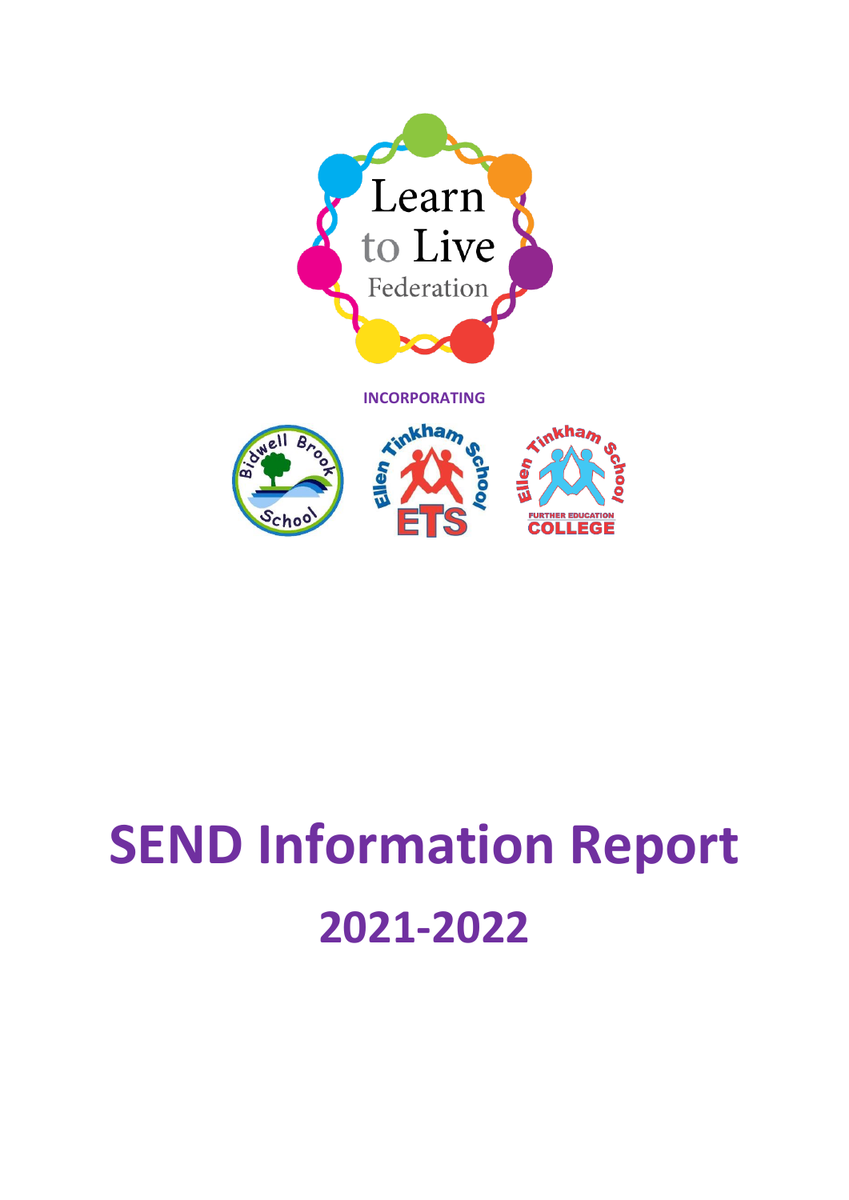Learn to Live Federation

INCORPORATING

Bidwell Brook School

Ellen Tinkham School ETS

Ellen Tinkham School Further Education College

# SEND Information Report

## 2021-2022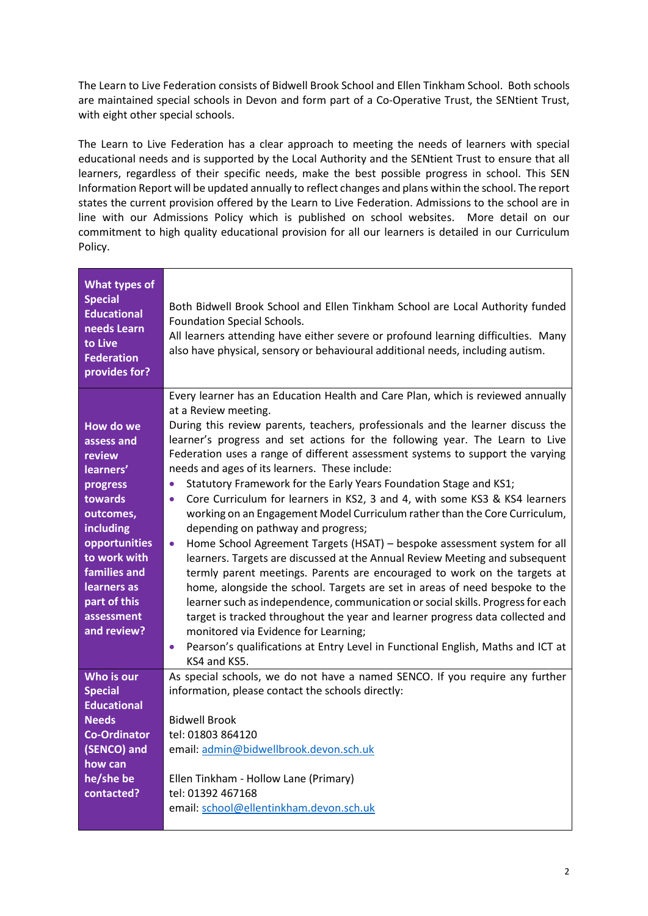The Learn to Live Federation consists of Bidwell Brook School and Ellen Tinkham School. Both schools are maintained special schools in Devon and form part of a Co-Operative Trust, the SENtient Trust, with eight other special schools.

The Learn to Live Federation has a clear approach to meeting the needs of learners with special educational needs and is supported by the Local Authority and the SENtient Trust to ensure that all learners, regardless of their specific needs, make the best possible progress in school. This SEN Information Report will be updated annually to reflect changes and plans within the school. The report states the current provision offered by the Learn to Live Federation. Admissions to the school are in line with our Admissions Policy which is published on school websites. More detail on our commitment to high quality educational provision for all our learners is detailed in our Curriculum Policy.

| | |
|---|---|
| **What types of Special Educational needs Learn to Live Federation provides for?** | Both Bidwell Brook School and Ellen Tinkham School are Local Authority funded Foundation Special Schools.<br>All learners attending have either severe or profound learning difficulties. Many also have physical, sensory or behavioural additional needs, including autism. |
| **How do we assess and review learners' progress towards outcomes, including opportunities to work with families and learners as part of this assessment and review?** | Every learner has an Education Health and Care Plan, which is reviewed annually at a Review meeting.<br>During this review parents, teachers, professionals and the learner discuss the learner's progress and set actions for the following year. The Learn to Live Federation uses a range of different assessment systems to support the varying needs and ages of its learners. These include:<br>• Statutory Framework for the Early Years Foundation Stage and KS1;<br>• Core Curriculum for learners in KS2, 3 and 4, with some KS3 & KS4 learners working on an Engagement Model Curriculum rather than the Core Curriculum, depending on pathway and progress;<br>• Home School Agreement Targets (HSAT) – bespoke assessment system for all learners. Targets are discussed at the Annual Review Meeting and subsequent termly parent meetings. Parents are encouraged to work on the targets at home, alongside the school. Targets are set in areas of need bespoke to the learner such as independence, communication or social skills. Progress for each target is tracked throughout the year and learner progress data collected and monitored via Evidence for Learning;<br>• Pearson's qualifications at Entry Level in Functional English, Maths and ICT at KS4 and KS5. |
| **Who is our Special Educational Needs Co-Ordinator (SENCO) and how can he/she be contacted?** | As special schools, we do not have a named SENCO. If you require any further information, please contact the schools directly:<br><br>Bidwell Brook<br>tel: 01803 864120<br>email: admin@bidwellbrook.devon.sch.uk<br><br>Ellen Tinkham - Hollow Lane (Primary)<br>tel: 01392 467168<br>email: school@ellentinkham.devon.sch.uk |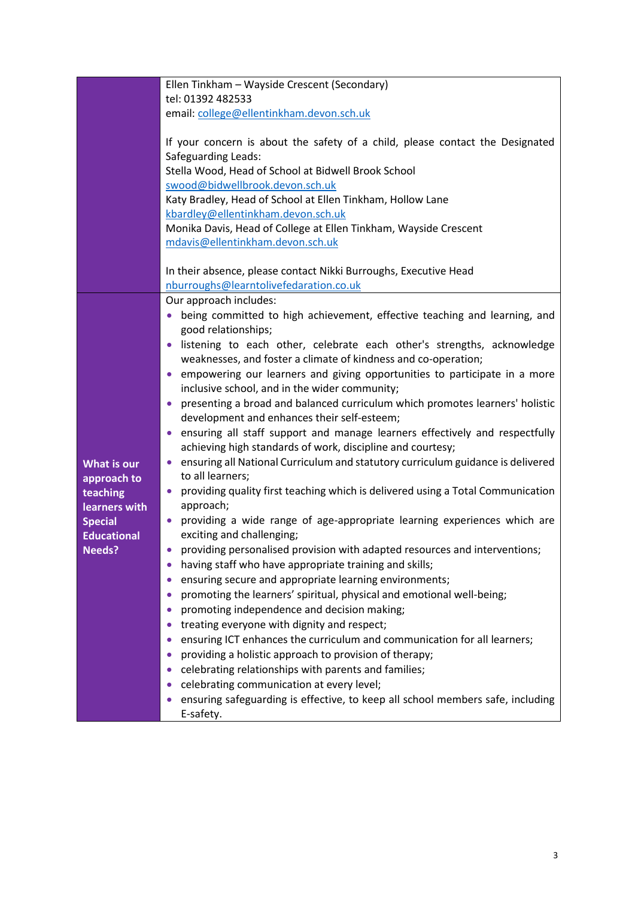| | |
|---|---|
| | Ellen Tinkham – Wayside Crescent (Secondary)<br>tel: 01392 482533<br>email: college@ellentinkham.devon.sch.uk<br><br>If your concern is about the safety of a child, please contact the Designated Safeguarding Leads:<br>Stella Wood, Head of School at Bidwell Brook School<br>swood@bidwellbrook.devon.sch.uk<br>Katy Bradley, Head of School at Ellen Tinkham, Hollow Lane<br>kbardley@ellentinkham.devon.sch.uk<br>Monika Davis, Head of College at Ellen Tinkham, Wayside Crescent<br>mdavis@ellentinkham.devon.sch.uk<br><br>In their absence, please contact Nikki Burroughs, Executive Head<br>nburroughs@learntolivefedaration.co.uk |
| **What is our approach to teaching learners with Special Educational Needs?** | Our approach includes:<br>• being committed to high achievement, effective teaching and learning, and good relationships;<br>• listening to each other, celebrate each other's strengths, acknowledge weaknesses, and foster a climate of kindness and co-operation;<br>• empowering our learners and giving opportunities to participate in a more inclusive school, and in the wider community;<br>• presenting a broad and balanced curriculum which promotes learners' holistic development and enhances their self-esteem;<br>• ensuring all staff support and manage learners effectively and respectfully achieving high standards of work, discipline and courtesy;<br>• ensuring all National Curriculum and statutory curriculum guidance is delivered to all learners;<br>• providing quality first teaching which is delivered using a Total Communication approach;<br>• providing a wide range of age-appropriate learning experiences which are exciting and challenging;<br>• providing personalised provision with adapted resources and interventions;<br>• having staff who have appropriate training and skills;<br>• ensuring secure and appropriate learning environments;<br>• promoting the learners' spiritual, physical and emotional well-being;<br>• promoting independence and decision making;<br>• treating everyone with dignity and respect;<br>• ensuring ICT enhances the curriculum and communication for all learners;<br>• providing a holistic approach to provision of therapy;<br>• celebrating relationships with parents and families;<br>• celebrating communication at every level;<br>• ensuring safeguarding is effective, to keep all school members safe, including E-safety. |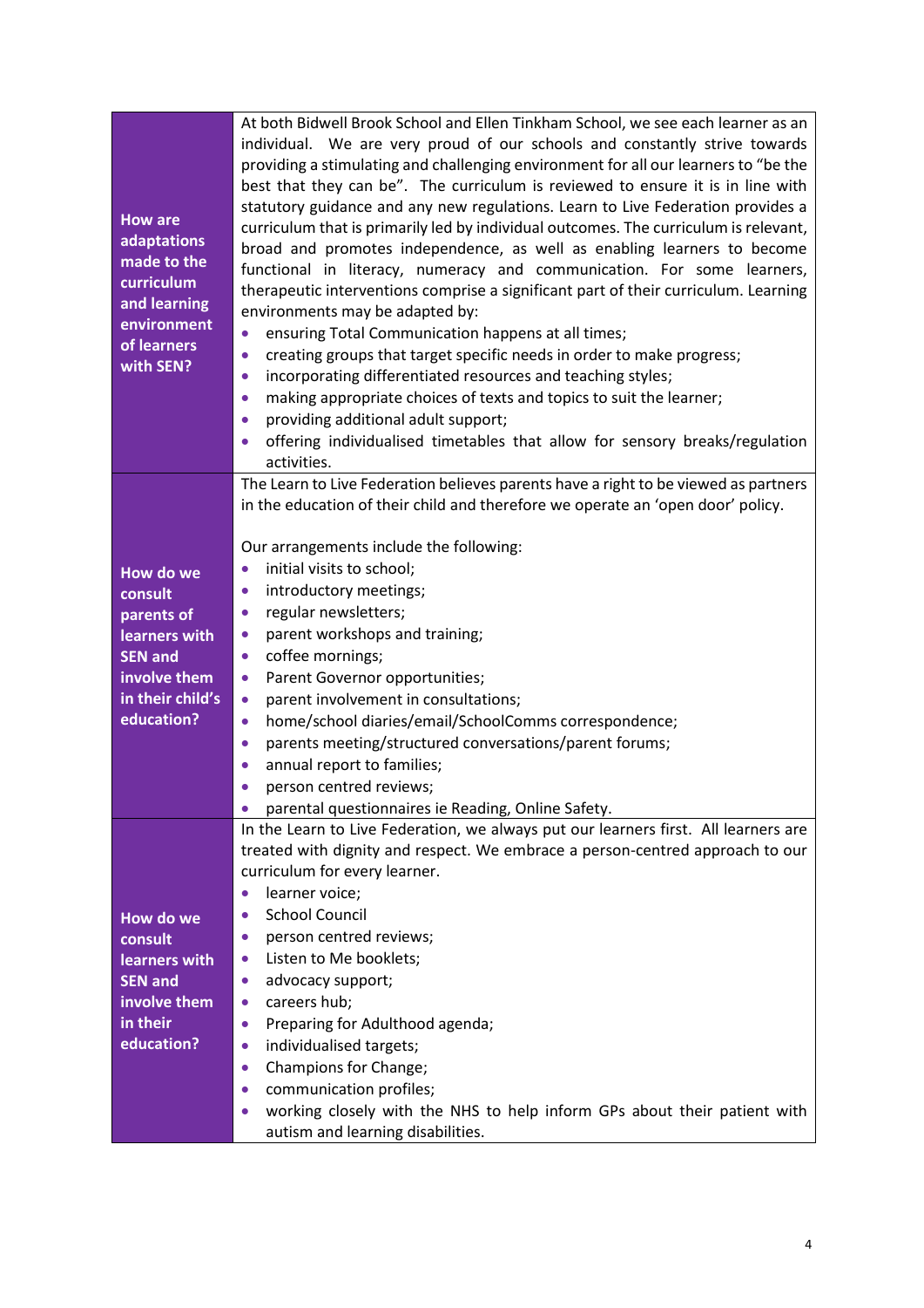| | |
|---|---|
| **How are adaptations made to the curriculum and learning environment of learners with SEN?** | At both Bidwell Brook School and Ellen Tinkham School, we see each learner as an individual. We are very proud of our schools and constantly strive towards providing a stimulating and challenging environment for all our learners to "be the best that they can be". The curriculum is reviewed to ensure it is in line with statutory guidance and any new regulations. Learn to Live Federation provides a curriculum that is primarily led by individual outcomes. The curriculum is relevant, broad and promotes independence, as well as enabling learners to become functional in literacy, numeracy and communication. For some learners, therapeutic interventions comprise a significant part of their curriculum. Learning environments may be adapted by:<br>• ensuring Total Communication happens at all times;<br>• creating groups that target specific needs in order to make progress;<br>• incorporating differentiated resources and teaching styles;<br>• making appropriate choices of texts and topics to suit the learner;<br>• providing additional adult support;<br>• offering individualised timetables that allow for sensory breaks/regulation activities. |
| **How do we consult parents of learners with SEN and involve them in their child's education?** | The Learn to Live Federation believes parents have a right to be viewed as partners in the education of their child and therefore we operate an 'open door' policy.<br><br>Our arrangements include the following:<br>• initial visits to school;<br>• introductory meetings;<br>• regular newsletters;<br>• parent workshops and training;<br>• coffee mornings;<br>• Parent Governor opportunities;<br>• parent involvement in consultations;<br>• home/school diaries/email/SchoolComms correspondence;<br>• parents meeting/structured conversations/parent forums;<br>• annual report to families;<br>• person centred reviews;<br>• parental questionnaires ie Reading, Online Safety. |
| **How do we consult learners with SEN and involve them in their education?** | In the Learn to Live Federation, we always put our learners first. All learners are treated with dignity and respect. We embrace a person-centred approach to our curriculum for every learner.<br>• learner voice;<br>• School Council<br>• person centred reviews;<br>• Listen to Me booklets;<br>• advocacy support;<br>• careers hub;<br>• Preparing for Adulthood agenda;<br>• individualised targets;<br>• Champions for Change;<br>• communication profiles;<br>• working closely with the NHS to help inform GPs about their patient with autism and learning disabilities. |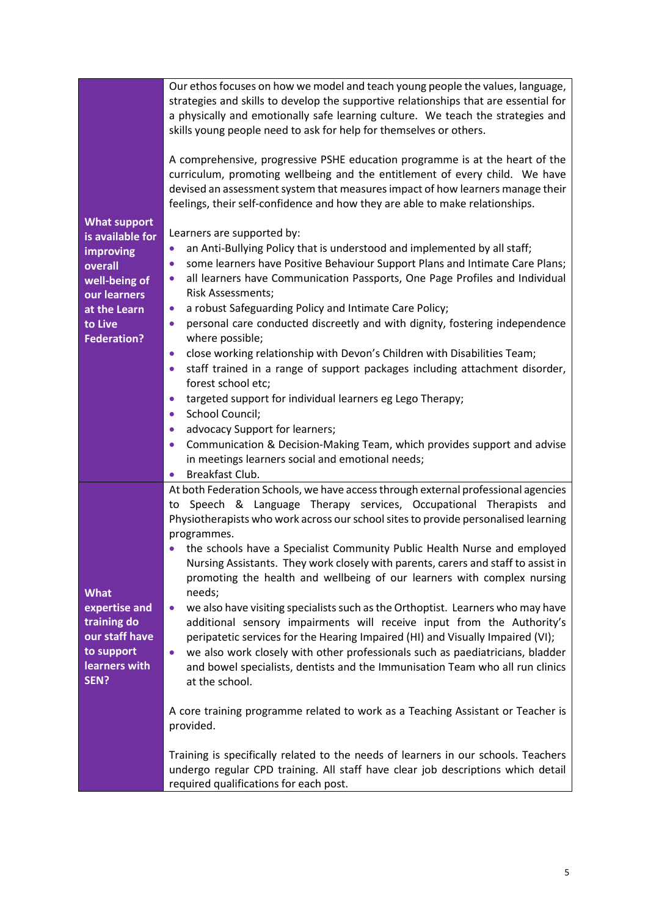| | |
|---|---|
| **What support is available for improving overall well-being of our learners at the Learn to Live Federation?** | Our ethos focuses on how we model and teach young people the values, language, strategies and skills to develop the supportive relationships that are essential for a physically and emotionally safe learning culture. We teach the strategies and skills young people need to ask for help for themselves or others.<br><br>A comprehensive, progressive PSHE education programme is at the heart of the curriculum, promoting wellbeing and the entitlement of every child. We have devised an assessment system that measures impact of how learners manage their feelings, their self-confidence and how they are able to make relationships.<br><br>Learners are supported by:<br>• an Anti-Bullying Policy that is understood and implemented by all staff;<br>• some learners have Positive Behaviour Support Plans and Intimate Care Plans;<br>• all learners have Communication Passports, One Page Profiles and Individual Risk Assessments;<br>• a robust Safeguarding Policy and Intimate Care Policy;<br>• personal care conducted discreetly and with dignity, fostering independence where possible;<br>• close working relationship with Devon's Children with Disabilities Team;<br>• staff trained in a range of support packages including attachment disorder, forest school etc;<br>• targeted support for individual learners eg Lego Therapy;<br>• School Council;<br>• advocacy Support for learners;<br>• Communication & Decision-Making Team, which provides support and advise in meetings learners social and emotional needs;<br>• Breakfast Club. |
| **What expertise and training do our staff have to support learners with SEN?** | At both Federation Schools, we have access through external professional agencies to Speech & Language Therapy services, Occupational Therapists and Physiotherapists who work across our school sites to provide personalised learning programmes.<br>• the schools have a Specialist Community Public Health Nurse and employed Nursing Assistants. They work closely with parents, carers and staff to assist in promoting the health and wellbeing of our learners with complex nursing needs;<br>• we also have visiting specialists such as the Orthoptist. Learners who may have additional sensory impairments will receive input from the Authority's peripatetic services for the Hearing Impaired (HI) and Visually Impaired (VI);<br>• we also work closely with other professionals such as paediatricians, bladder and bowel specialists, dentists and the Immunisation Team who all run clinics at the school.<br><br>A core training programme related to work as a Teaching Assistant or Teacher is provided.<br><br>Training is specifically related to the needs of learners in our schools. Teachers undergo regular CPD training. All staff have clear job descriptions which detail required qualifications for each post. |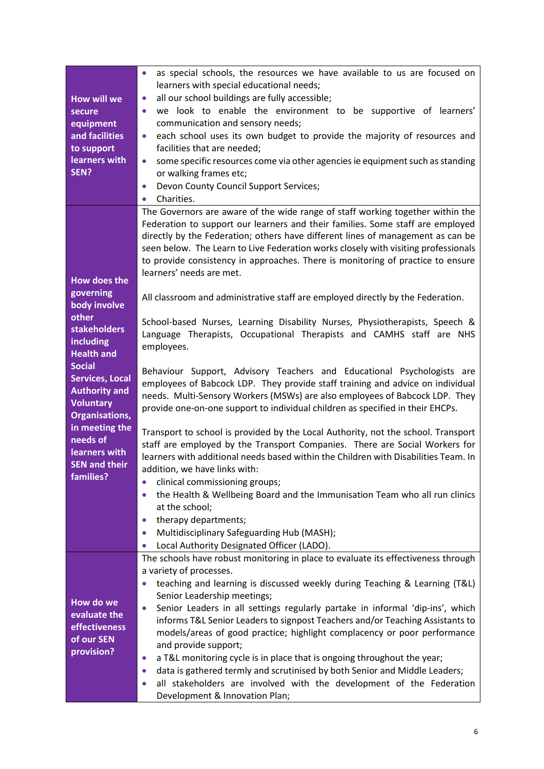| | |
|---|---|
| **How will we secure equipment and facilities to support learners with SEN?** | • as special schools, the resources we have available to us are focused on learners with special educational needs;<br>• all our school buildings are fully accessible;<br>• we look to enable the environment to be supportive of learners' communication and sensory needs;<br>• each school uses its own budget to provide the majority of resources and facilities that are needed;<br>• some specific resources come via other agencies ie equipment such as standing or walking frames etc;<br>• Devon County Council Support Services;<br>• Charities. |
| **How does the governing body involve other stakeholders including Health and Social Services, Local Authority and Voluntary Organisations, in meeting the needs of learners with SEN and their families?** | The Governors are aware of the wide range of staff working together within the Federation to support our learners and their families. Some staff are employed directly by the Federation; others have different lines of management as can be seen below. The Learn to Live Federation works closely with visiting professionals to provide consistency in approaches. There is monitoring of practice to ensure learners' needs are met.<br><br>All classroom and administrative staff are employed directly by the Federation.<br><br>School-based Nurses, Learning Disability Nurses, Physiotherapists, Speech & Language Therapists, Occupational Therapists and CAMHS staff are NHS employees.<br><br>Behaviour Support, Advisory Teachers and Educational Psychologists are employees of Babcock LDP. They provide staff training and advice on individual needs. Multi-Sensory Workers (MSWs) are also employees of Babcock LDP. They provide one-on-one support to individual children as specified in their EHCPs.<br><br>Transport to school is provided by the Local Authority, not the school. Transport staff are employed by the Transport Companies. There are Social Workers for learners with additional needs based within the Children with Disabilities Team. In addition, we have links with:<br>• clinical commissioning groups;<br>• the Health & Wellbeing Board and the Immunisation Team who all run clinics at the school;<br>• therapy departments;<br>• Multidisciplinary Safeguarding Hub (MASH);<br>• Local Authority Designated Officer (LADO). |
| **How do we evaluate the effectiveness of our SEN provision?** | The schools have robust monitoring in place to evaluate its effectiveness through a variety of processes.<br>• teaching and learning is discussed weekly during Teaching & Learning (T&L) Senior Leadership meetings;<br>• Senior Leaders in all settings regularly partake in informal 'dip-ins', which informs T&L Senior Leaders to signpost Teachers and/or Teaching Assistants to models/areas of good practice; highlight complacency or poor performance and provide support;<br>• a T&L monitoring cycle is in place that is ongoing throughout the year;<br>• data is gathered termly and scrutinised by both Senior and Middle Leaders;<br>• all stakeholders are involved with the development of the Federation Development & Innovation Plan; |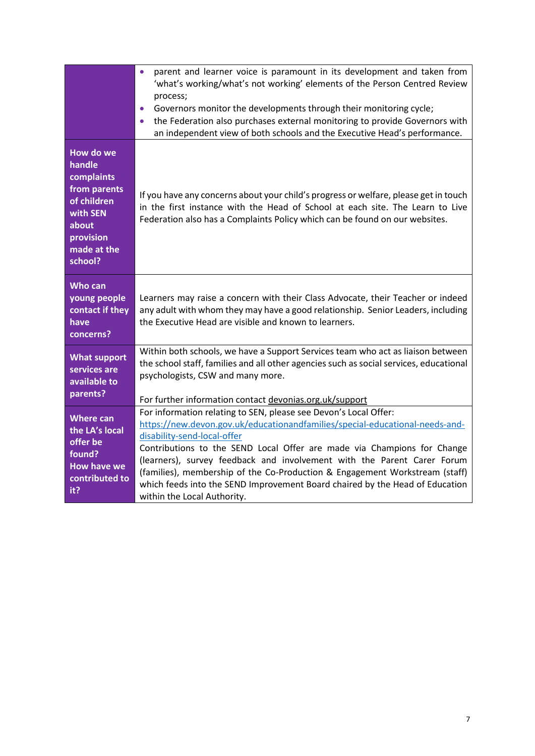| | |
|---|---|
| | • parent and learner voice is paramount in its development and taken from 'what's working/what's not working' elements of the Person Centred Review process;<br>• Governors monitor the developments through their monitoring cycle;<br>• the Federation also purchases external monitoring to provide Governors with an independent view of both schools and the Executive Head's performance. |
| **How do we handle complaints from parents of children with SEN about provision made at the school?** | If you have any concerns about your child's progress or welfare, please get in touch in the first instance with the Head of School at each site. The Learn to Live Federation also has a Complaints Policy which can be found on our websites. |
| **Who can young people contact if they have concerns?** | Learners may raise a concern with their Class Advocate, their Teacher or indeed any adult with whom they may have a good relationship. Senior Leaders, including the Executive Head are visible and known to learners. |
| **What support services are available to parents?** | Within both schools, we have a Support Services team who act as liaison between the school staff, families and all other agencies such as social services, educational psychologists, CSW and many more.<br><br>For further information contact devonias.org.uk/support |
| **Where can the LA's local offer be found? How have we contributed to it?** | For information relating to SEN, please see Devon's Local Offer: https://new.devon.gov.uk/educationandfamilies/special-educational-needs-and-disability-send-local-offer<br>Contributions to the SEND Local Offer are made via Champions for Change (learners), survey feedback and involvement with the Parent Carer Forum (families), membership of the Co-Production & Engagement Workstream (staff) which feeds into the SEND Improvement Board chaired by the Head of Education within the Local Authority. |